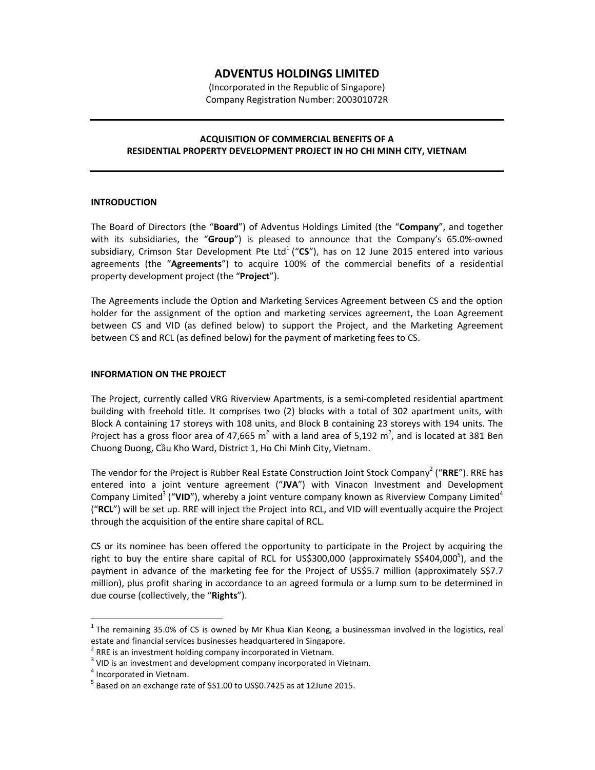# ADVENTUS HOLDINGS LIMITED

(Incorporated in the Republic of Singapore)
Company Registration Number: 200301072R

## ACQUISITION OF COMMERCIAL BENEFITS OF A RESIDENTIAL PROPERTY DEVELOPMENT PROJECT IN HO CHI MINH CITY, VIETNAM

### INTRODUCTION

The Board of Directors (the "**Board**") of Adventus Holdings Limited (the "**Company**", and together with its subsidiaries, the "**Group**") is pleased to announce that the Company's 65.0%-owned subsidiary, Crimson Star Development Pte Ltd[1] ("**CS**"), has on 12 June 2015 entered into various agreements (the "**Agreements**") to acquire 100% of the commercial benefits of a residential property development project (the "**Project**").

The Agreements include the Option and Marketing Services Agreement between CS and the option holder for the assignment of the option and marketing services agreement, the Loan Agreement between CS and VID (as defined below) to support the Project, and the Marketing Agreement between CS and RCL (as defined below) for the payment of marketing fees to CS.

### INFORMATION ON THE PROJECT

The Project, currently called VRG Riverview Apartments, is a semi-completed residential apartment building with freehold title. It comprises two (2) blocks with a total of 302 apartment units, with Block A containing 17 storeys with 108 units, and Block B containing 23 storeys with 194 units. The Project has a gross floor area of 47,665 $m^2$ with a land area of 5,192 $m^2$, and is located at 381 Ben Chuong Duong, Cầu Kho Ward, District 1, Ho Chi Minh City, Vietnam.

The vendor for the Project is Rubber Real Estate Construction Joint Stock Company[2] ("**RRE**"). RRE has entered into a joint venture agreement ("**JVA**") with Vinacon Investment and Development Company Limited[3] ("**VID**"), whereby a joint venture company known as Riverview Company Limited[4] ("**RCL**") will be set up. RRE will inject the Project into RCL, and VID will eventually acquire the Project through the acquisition of the entire share capital of RCL.

CS or its nominee has been offered the opportunity to participate in the Project by acquiring the right to buy the entire share capital of RCL for US$300,000 (approximately S$404,000[5]), and the payment in advance of the marketing fee for the Project of US$5.7 million (approximately S$7.7 million), plus profit sharing in accordance to an agreed formula or a lump sum to be determined in due course (collectively, the "**Rights**").

---

[1] The remaining 35.0% of CS is owned by Mr Khua Kian Keong, a businessman involved in the logistics, real estate and financial services businesses headquartered in Singapore.

[2] RRE is an investment holding company incorporated in Vietnam.

[3] VID is an investment and development company incorporated in Vietnam.

[4] Incorporated in Vietnam.

[5] Based on an exchange rate of $S1.00 to US$0.7425 as at 12June 2015.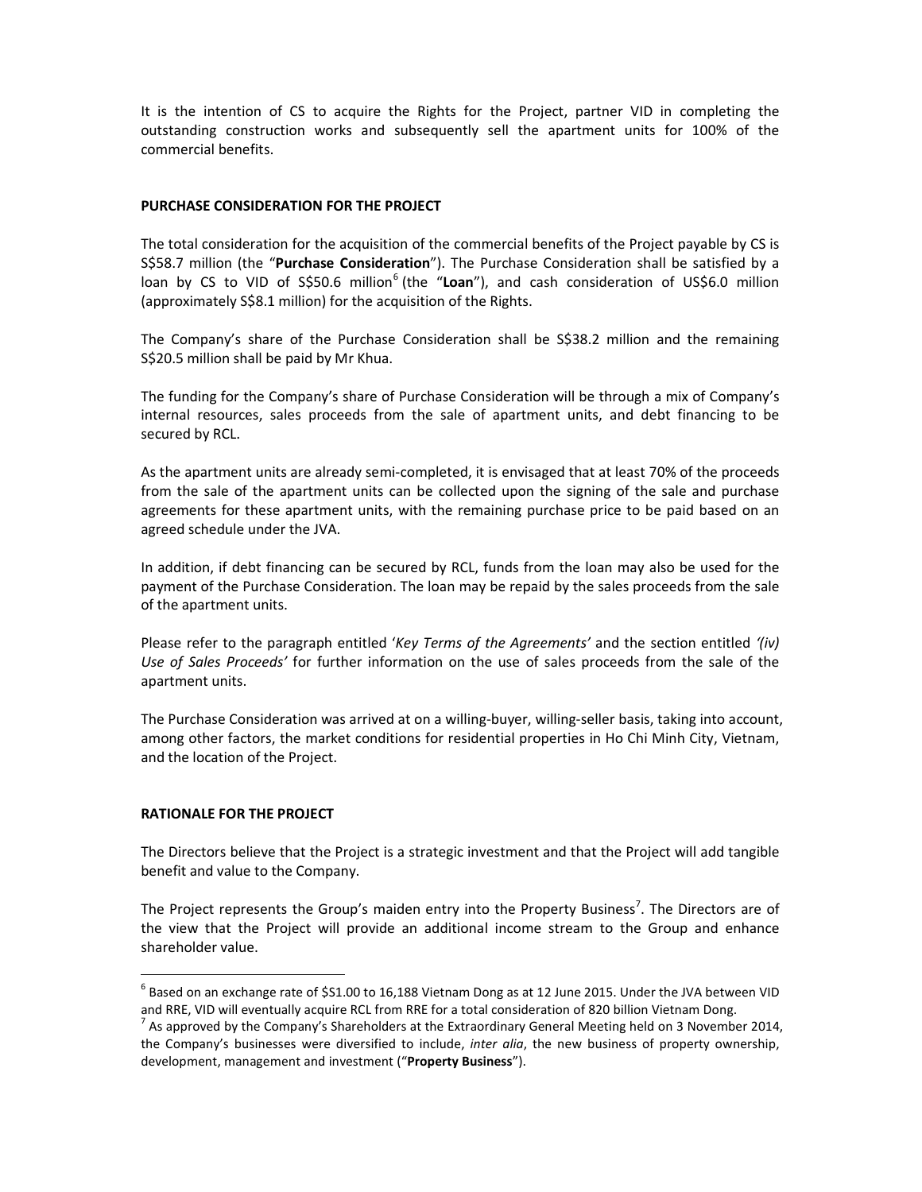It is the intention of CS to acquire the Rights for the Project, partner VID in completing the outstanding construction works and subsequently sell the apartment units for 100% of the commercial benefits.

**PURCHASE CONSIDERATION FOR THE PROJECT**

The total consideration for the acquisition of the commercial benefits of the Project payable by CS is S$58.7 million (the "**Purchase Consideration**"). The Purchase Consideration shall be satisfied by a loan by CS to VID of S$50.6 million[6] (the "**Loan**"), and cash consideration of US$6.0 million (approximately S$8.1 million) for the acquisition of the Rights.

The Company's share of the Purchase Consideration shall be S$38.2 million and the remaining S$20.5 million shall be paid by Mr Khua.

The funding for the Company's share of Purchase Consideration will be through a mix of Company's internal resources, sales proceeds from the sale of apartment units, and debt financing to be secured by RCL.

As the apartment units are already semi-completed, it is envisaged that at least 70% of the proceeds from the sale of the apartment units can be collected upon the signing of the sale and purchase agreements for these apartment units, with the remaining purchase price to be paid based on an agreed schedule under the JVA.

In addition, if debt financing can be secured by RCL, funds from the loan may also be used for the payment of the Purchase Consideration. The loan may be repaid by the sales proceeds from the sale of the apartment units.

Please refer to the paragraph entitled '*Key Terms of the Agreements'* and the section entitled *'(iv) Use of Sales Proceeds'* for further information on the use of sales proceeds from the sale of the apartment units.

The Purchase Consideration was arrived at on a willing-buyer, willing-seller basis, taking into account, among other factors, the market conditions for residential properties in Ho Chi Minh City, Vietnam, and the location of the Project.

**RATIONALE FOR THE PROJECT**

The Directors believe that the Project is a strategic investment and that the Project will add tangible benefit and value to the Company.

The Project represents the Group's maiden entry into the Property Business[7]. The Directors are of the view that the Project will provide an additional income stream to the Group and enhance shareholder value.

---

[6] Based on an exchange rate of $S1.00 to 16,188 Vietnam Dong as at 12 June 2015. Under the JVA between VID and RRE, VID will eventually acquire RCL from RRE for a total consideration of 820 billion Vietnam Dong.

[7] As approved by the Company's Shareholders at the Extraordinary General Meeting held on 3 November 2014, the Company's businesses were diversified to include, *inter alia*, the new business of property ownership, development, management and investment ("**Property Business**").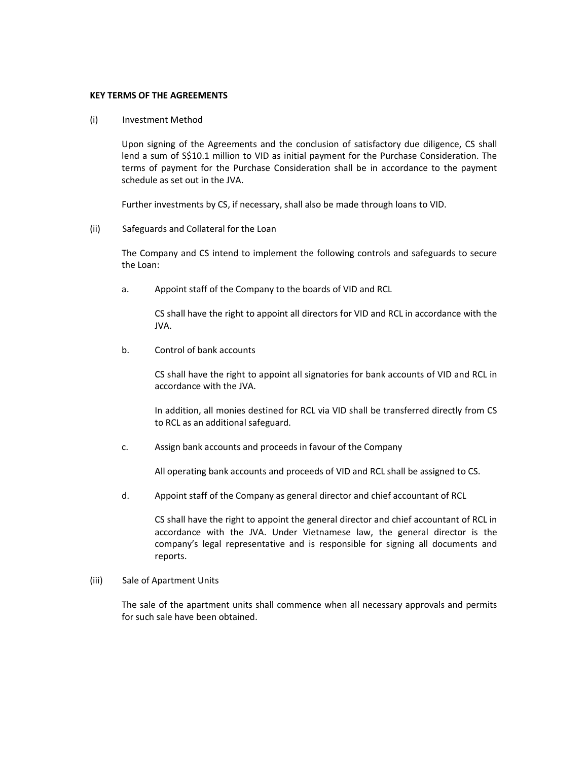**KEY TERMS OF THE AGREEMENTS**

(i) Investment Method

Upon signing of the Agreements and the conclusion of satisfactory due diligence, CS shall lend a sum of S$10.1 million to VID as initial payment for the Purchase Consideration. The terms of payment for the Purchase Consideration shall be in accordance to the payment schedule as set out in the JVA.

Further investments by CS, if necessary, shall also be made through loans to VID.

(ii) Safeguards and Collateral for the Loan

The Company and CS intend to implement the following controls and safeguards to secure the Loan:

a. Appoint staff of the Company to the boards of VID and RCL

CS shall have the right to appoint all directors for VID and RCL in accordance with the JVA.

b. Control of bank accounts

CS shall have the right to appoint all signatories for bank accounts of VID and RCL in accordance with the JVA.

In addition, all monies destined for RCL via VID shall be transferred directly from CS to RCL as an additional safeguard.

c. Assign bank accounts and proceeds in favour of the Company

All operating bank accounts and proceeds of VID and RCL shall be assigned to CS.

d. Appoint staff of the Company as general director and chief accountant of RCL

CS shall have the right to appoint the general director and chief accountant of RCL in accordance with the JVA. Under Vietnamese law, the general director is the company's legal representative and is responsible for signing all documents and reports.

(iii) Sale of Apartment Units

The sale of the apartment units shall commence when all necessary approvals and permits for such sale have been obtained.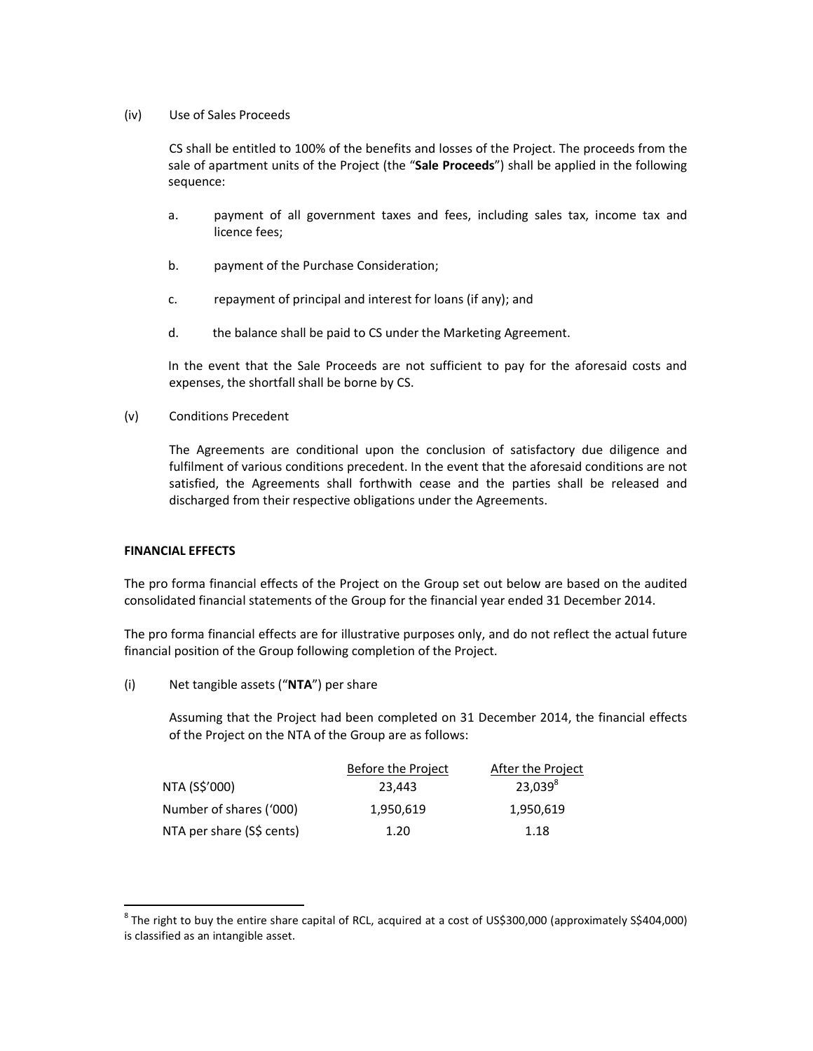(iv) Use of Sales Proceeds

CS shall be entitled to 100% of the benefits and losses of the Project. The proceeds from the sale of apartment units of the Project (the "**Sale Proceeds**") shall be applied in the following sequence:

a. payment of all government taxes and fees, including sales tax, income tax and licence fees;

b. payment of the Purchase Consideration;

c. repayment of principal and interest for loans (if any); and

d. the balance shall be paid to CS under the Marketing Agreement.

In the event that the Sale Proceeds are not sufficient to pay for the aforesaid costs and expenses, the shortfall shall be borne by CS.

(v) Conditions Precedent

The Agreements are conditional upon the conclusion of satisfactory due diligence and fulfilment of various conditions precedent. In the event that the aforesaid conditions are not satisfied, the Agreements shall forthwith cease and the parties shall be released and discharged from their respective obligations under the Agreements.

**FINANCIAL EFFECTS**

The pro forma financial effects of the Project on the Group set out below are based on the audited consolidated financial statements of the Group for the financial year ended 31 December 2014.

The pro forma financial effects are for illustrative purposes only, and do not reflect the actual future financial position of the Group following completion of the Project.

(i) Net tangible assets ("**NTA**") per share

Assuming that the Project had been completed on 31 December 2014, the financial effects of the Project on the NTA of the Group are as follows:

| | Before the Project | After the Project |
|---|---|---|
| NTA (S$'000) | 23,443 | 23,039[8] |
| Number of shares ('000) | 1,950,619 | 1,950,619 |
| NTA per share (S$ cents) | 1.20 | 1.18 |

[8] The right to buy the entire share capital of RCL, acquired at a cost of US$300,000 (approximately S$404,000) is classified as an intangible asset.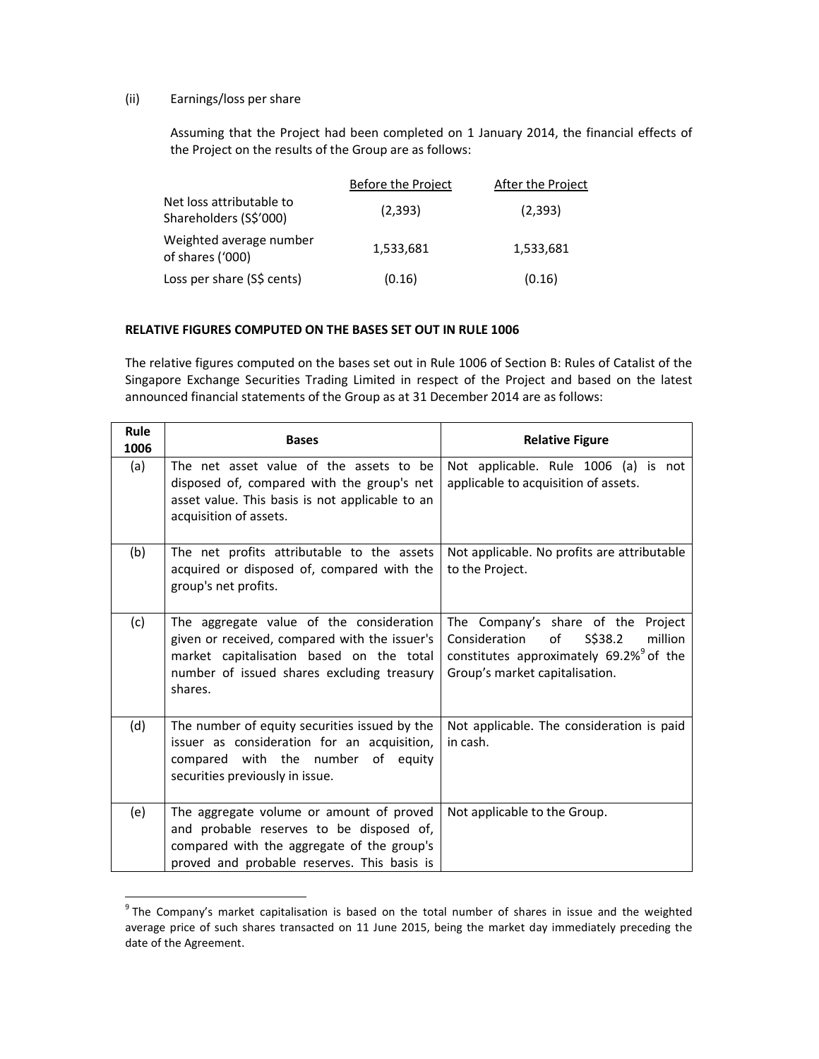(ii) Earnings/loss per share

Assuming that the Project had been completed on 1 January 2014, the financial effects of the Project on the results of the Group are as follows:

| | Before the Project | After the Project |
|---|---|---|
| Net loss attributable to Shareholders (S$'000) | (2,393) | (2,393) |
| Weighted average number of shares ('000) | 1,533,681 | 1,533,681 |
| Loss per share (S$ cents) | (0.16) | (0.16) |

**RELATIVE FIGURES COMPUTED ON THE BASES SET OUT IN RULE 1006**

The relative figures computed on the bases set out in Rule 1006 of Section B: Rules of Catalist of the Singapore Exchange Securities Trading Limited in respect of the Project and based on the latest announced financial statements of the Group as at 31 December 2014 are as follows:

| Rule 1006 | Bases | Relative Figure |
|---|---|---|
| (a) | The net asset value of the assets to be disposed of, compared with the group's net asset value. This basis is not applicable to an acquisition of assets. | Not applicable. Rule 1006 (a) is not applicable to acquisition of assets. |
| (b) | The net profits attributable to the assets acquired or disposed of, compared with the group's net profits. | Not applicable. No profits are attributable to the Project. |
| (c) | The aggregate value of the consideration given or received, compared with the issuer's market capitalisation based on the total number of issued shares excluding treasury shares. | The Company's share of the Project Consideration of S$38.2 million constitutes approximately 69.2%[9] of the Group's market capitalisation. |
| (d) | The number of equity securities issued by the issuer as consideration for an acquisition, compared with the number of equity securities previously in issue. | Not applicable. The consideration is paid in cash. |
| (e) | The aggregate volume or amount of proved and probable reserves to be disposed of, compared with the aggregate of the group's proved and probable reserves. This basis is | Not applicable to the Group. |

[9] The Company's market capitalisation is based on the total number of shares in issue and the weighted average price of such shares transacted on 11 June 2015, being the market day immediately preceding the date of the Agreement.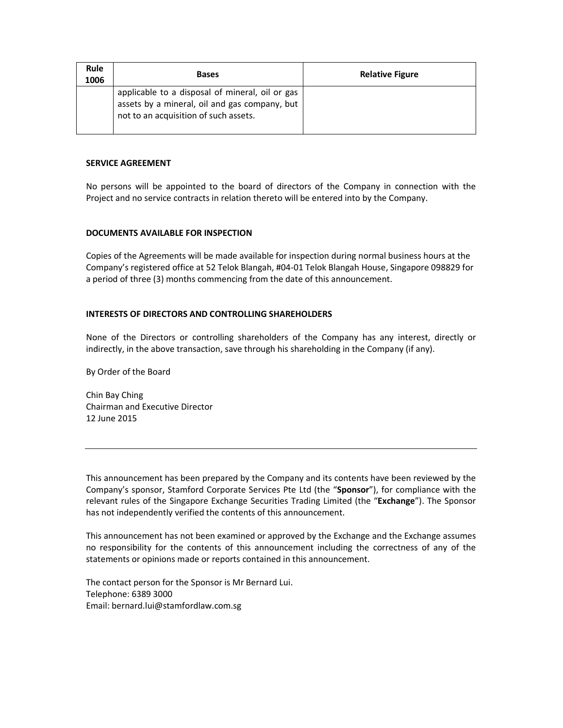| Rule 1006 | Bases | Relative Figure |
|---|---|---|
| | applicable to a disposal of mineral, oil or gas assets by a mineral, oil and gas company, but not to an acquisition of such assets. | |

**SERVICE AGREEMENT**

No persons will be appointed to the board of directors of the Company in connection with the Project and no service contracts in relation thereto will be entered into by the Company.

**DOCUMENTS AVAILABLE FOR INSPECTION**

Copies of the Agreements will be made available for inspection during normal business hours at the Company's registered office at 52 Telok Blangah, #04-01 Telok Blangah House, Singapore 098829 for a period of three (3) months commencing from the date of this announcement.

**INTERESTS OF DIRECTORS AND CONTROLLING SHAREHOLDERS**

None of the Directors or controlling shareholders of the Company has any interest, directly or indirectly, in the above transaction, save through his shareholding in the Company (if any).

By Order of the Board

Chin Bay Ching
Chairman and Executive Director
12 June 2015

---

This announcement has been prepared by the Company and its contents have been reviewed by the Company's sponsor, Stamford Corporate Services Pte Ltd (the "**Sponsor**"), for compliance with the relevant rules of the Singapore Exchange Securities Trading Limited (the "**Exchange**"). The Sponsor has not independently verified the contents of this announcement.

This announcement has not been examined or approved by the Exchange and the Exchange assumes no responsibility for the contents of this announcement including the correctness of any of the statements or opinions made or reports contained in this announcement.

The contact person for the Sponsor is Mr Bernard Lui.
Telephone: 6389 3000
Email: bernard.lui@stamfordlaw.com.sg